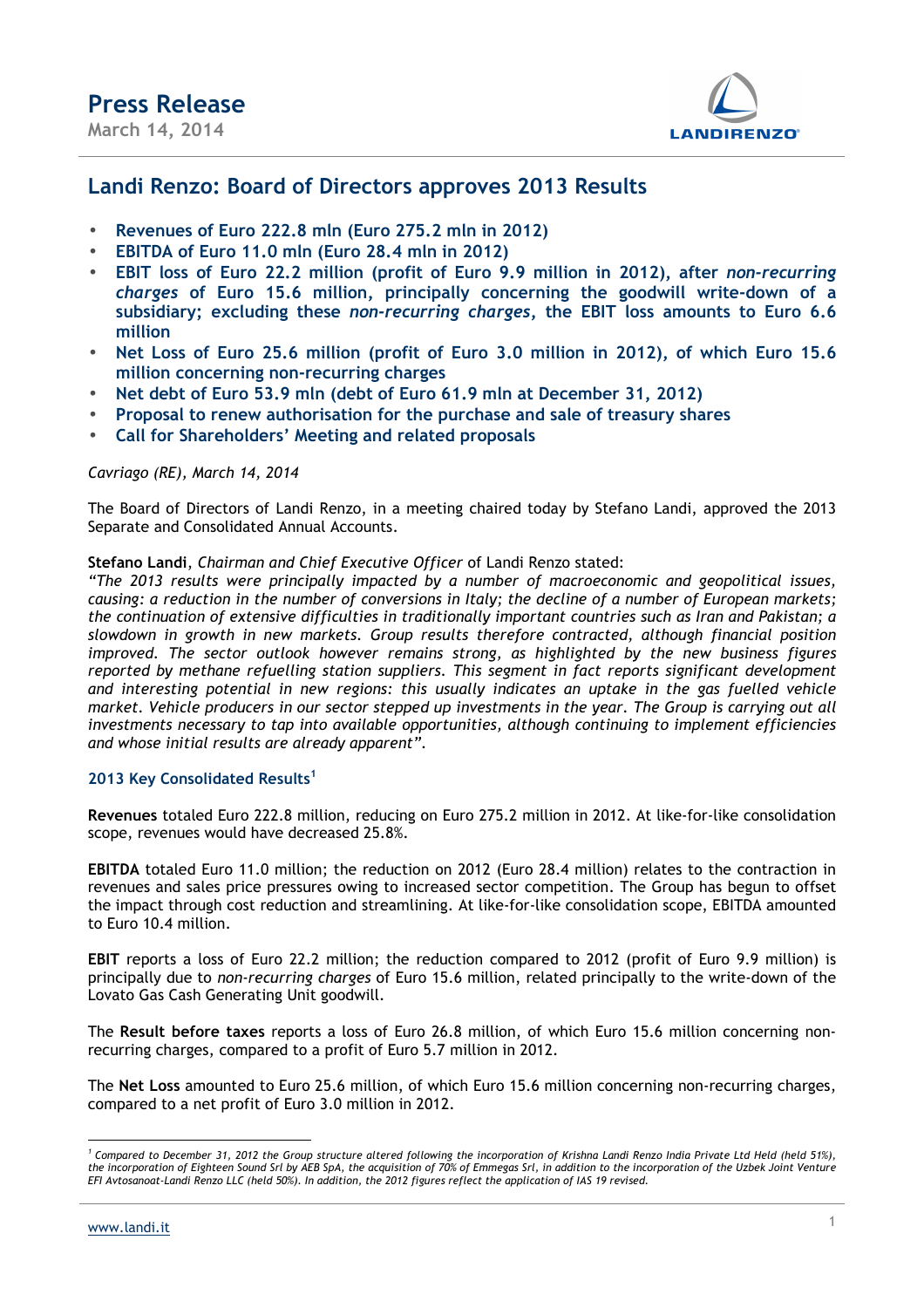# Press Release

March 14, 2014

## Landi Renzo: Board of Directors approves 2013 Results

- **Revenues of Euro 222.8 mln (Euro 275.2 mln in 2012)**
- **EBITDA of Euro 11.0 mln (Euro 28.4 mln in 2012)**
- **EBIT loss of Euro 22.2 million (profit of Euro 9.9 million in 2012), after *non-recurring charges* of Euro 15.6 million, principally concerning the goodwill write-down of a subsidiary; excluding these *non-recurring charges*, the EBIT loss amounts to Euro 6.6 million**
- **Net Loss of Euro 25.6 million (profit of Euro 3.0 million in 2012), of which Euro 15.6 million concerning non-recurring charges**
- **Net debt of Euro 53.9 mln (debt of Euro 61.9 mln at December 31, 2012)**
- **Proposal to renew authorisation for the purchase and sale of treasury shares**
- **Call for Shareholders' Meeting and related proposals**

*Cavriago (RE), March 14, 2014*

The Board of Directors of Landi Renzo, in a meeting chaired today by Stefano Landi, approved the 2013 Separate and Consolidated Annual Accounts.

**Stefano Landi**, *Chairman and Chief Executive Officer* of Landi Renzo stated:
*"The 2013 results were principally impacted by a number of macroeconomic and geopolitical issues, causing: a reduction in the number of conversions in Italy; the decline of a number of European markets; the continuation of extensive difficulties in traditionally important countries such as Iran and Pakistan; a slowdown in growth in new markets. Group results therefore contracted, although financial position improved. The sector outlook however remains strong, as highlighted by the new business figures reported by methane refuelling station suppliers. This segment in fact reports significant development and interesting potential in new regions: this usually indicates an uptake in the gas fuelled vehicle market. Vehicle producers in our sector stepped up investments in the year. The Group is carrying out all investments necessary to tap into available opportunities, although continuing to implement efficiencies and whose initial results are already apparent".*

### 2013 Key Consolidated Results[1]

**Revenues** totaled Euro 222.8 million, reducing on Euro 275.2 million in 2012. At like-for-like consolidation scope, revenues would have decreased 25.8%.

**EBITDA** totaled Euro 11.0 million; the reduction on 2012 (Euro 28.4 million) relates to the contraction in revenues and sales price pressures owing to increased sector competition. The Group has begun to offset the impact through cost reduction and streamlining. At like-for-like consolidation scope, EBITDA amounted to Euro 10.4 million.

**EBIT** reports a loss of Euro 22.2 million; the reduction compared to 2012 (profit of Euro 9.9 million) is principally due to *non-recurring charges* of Euro 15.6 million, related principally to the write-down of the Lovato Gas Cash Generating Unit goodwill.

The **Result before taxes** reports a loss of Euro 26.8 million, of which Euro 15.6 million concerning non-recurring charges, compared to a profit of Euro 5.7 million in 2012.

The **Net Loss** amounted to Euro 25.6 million, of which Euro 15.6 million concerning non-recurring charges, compared to a net profit of Euro 3.0 million in 2012.

---

[1] *Compared to December 31, 2012 the Group structure altered following the incorporation of Krishna Landi Renzo India Private Ltd Held (held 51%), the incorporation of Eighteen Sound Srl by AEB SpA, the acquisition of 70% of Emmegas Srl, in addition to the incorporation of the Uzbek Joint Venture EFI Avtosanoat-Landi Renzo LLC (held 50%). In addition, the 2012 figures reflect the application of IAS 19 revised.*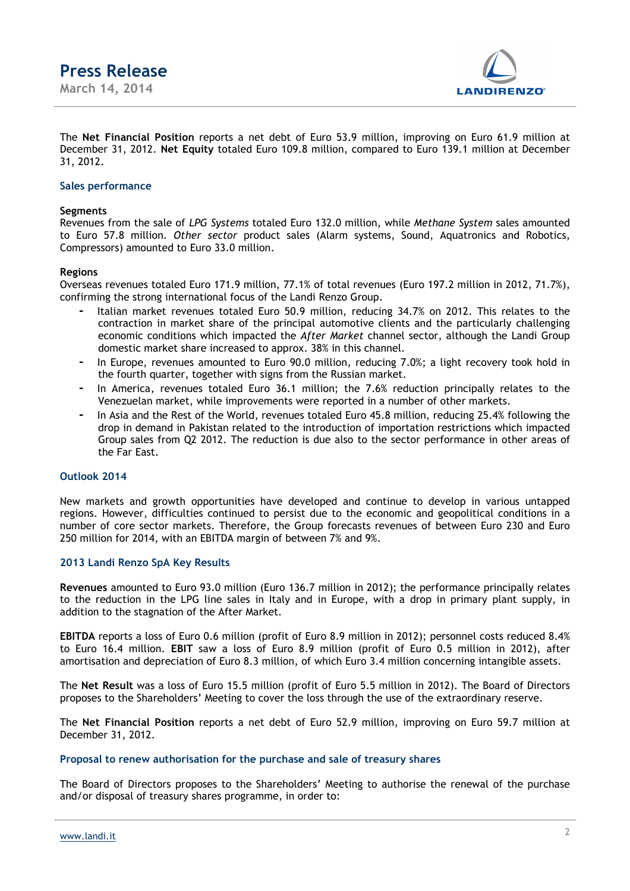The **Net Financial Position** reports a net debt of Euro 53.9 million, improving on Euro 61.9 million at December 31, 2012. **Net Equity** totaled Euro 109.8 million, compared to Euro 139.1 million at December 31, 2012.

## Sales performance

**Segments**
Revenues from the sale of *LPG Systems* totaled Euro 132.0 million, while *Methane System* sales amounted to Euro 57.8 million. *Other sector* product sales (Alarm systems, Sound, Aquatronics and Robotics, Compressors) amounted to Euro 33.0 million.

**Regions**
Overseas revenues totaled Euro 171.9 million, 77.1% of total revenues (Euro 197.2 million in 2012, 71.7%), confirming the strong international focus of the Landi Renzo Group.

- Italian market revenues totaled Euro 50.9 million, reducing 34.7% on 2012. This relates to the contraction in market share of the principal automotive clients and the particularly challenging economic conditions which impacted the *After Market* channel sector, although the Landi Group domestic market share increased to approx. 38% in this channel.
- In Europe, revenues amounted to Euro 90.0 million, reducing 7.0%; a light recovery took hold in the fourth quarter, together with signs from the Russian market.
- In America, revenues totaled Euro 36.1 million; the 7.6% reduction principally relates to the Venezuelan market, while improvements were reported in a number of other markets.
- In Asia and the Rest of the World, revenues totaled Euro 45.8 million, reducing 25.4% following the drop in demand in Pakistan related to the introduction of importation restrictions which impacted Group sales from Q2 2012. The reduction is due also to the sector performance in other areas of the Far East.

## Outlook 2014

New markets and growth opportunities have developed and continue to develop in various untapped regions. However, difficulties continued to persist due to the economic and geopolitical conditions in a number of core sector markets. Therefore, the Group forecasts revenues of between Euro 230 and Euro 250 million for 2014, with an EBITDA margin of between 7% and 9%.

## 2013 Landi Renzo SpA Key Results

**Revenues** amounted to Euro 93.0 million (Euro 136.7 million in 2012); the performance principally relates to the reduction in the LPG line sales in Italy and in Europe, with a drop in primary plant supply, in addition to the stagnation of the After Market.

**EBITDA** reports a loss of Euro 0.6 million (profit of Euro 8.9 million in 2012); personnel costs reduced 8.4% to Euro 16.4 million. **EBIT** saw a loss of Euro 8.9 million (profit of Euro 0.5 million in 2012), after amortisation and depreciation of Euro 8.3 million, of which Euro 3.4 million concerning intangible assets.

The **Net Result** was a loss of Euro 15.5 million (profit of Euro 5.5 million in 2012). The Board of Directors proposes to the Shareholders' Meeting to cover the loss through the use of the extraordinary reserve.

The **Net Financial Position** reports a net debt of Euro 52.9 million, improving on Euro 59.7 million at December 31, 2012.

## Proposal to renew authorisation for the purchase and sale of treasury shares

The Board of Directors proposes to the Shareholders' Meeting to authorise the renewal of the purchase and/or disposal of treasury shares programme, in order to: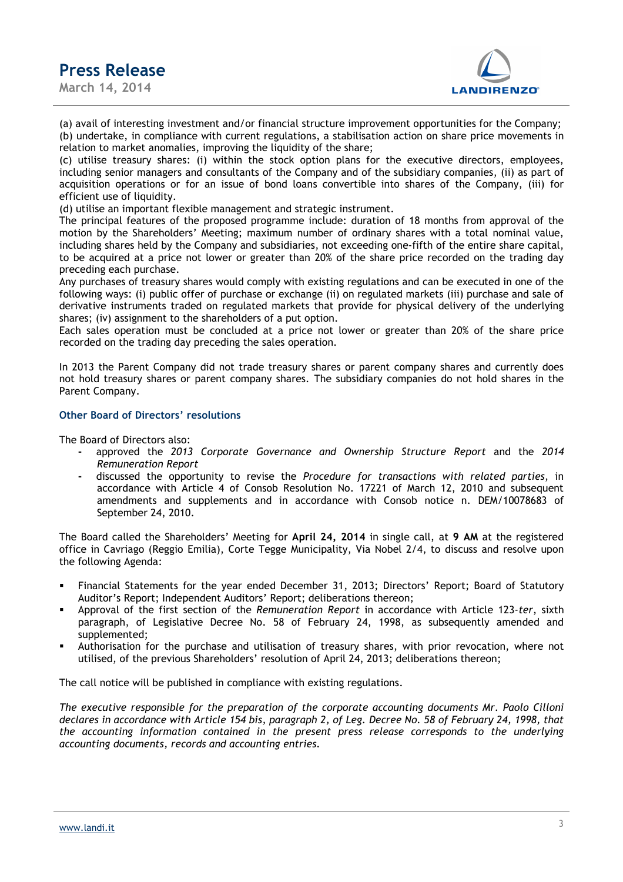(a) avail of interesting investment and/or financial structure improvement opportunities for the Company;
(b) undertake, in compliance with current regulations, a stabilisation action on share price movements in relation to market anomalies, improving the liquidity of the share;
(c) utilise treasury shares: (i) within the stock option plans for the executive directors, employees, including senior managers and consultants of the Company and of the subsidiary companies, (ii) as part of acquisition operations or for an issue of bond loans convertible into shares of the Company, (iii) for efficient use of liquidity.
(d) utilise an important flexible management and strategic instrument.
The principal features of the proposed programme include: duration of 18 months from approval of the motion by the Shareholders' Meeting; maximum number of ordinary shares with a total nominal value, including shares held by the Company and subsidiaries, not exceeding one-fifth of the entire share capital, to be acquired at a price not lower or greater than 20% of the share price recorded on the trading day preceding each purchase.
Any purchases of treasury shares would comply with existing regulations and can be executed in one of the following ways: (i) public offer of purchase or exchange (ii) on regulated markets (iii) purchase and sale of derivative instruments traded on regulated markets that provide for physical delivery of the underlying shares; (iv) assignment to the shareholders of a put option.
Each sales operation must be concluded at a price not lower or greater than 20% of the share price recorded on the trading day preceding the sales operation.

In 2013 the Parent Company did not trade treasury shares or parent company shares and currently does not hold treasury shares or parent company shares. The subsidiary companies do not hold shares in the Parent Company.

### Other Board of Directors' resolutions

The Board of Directors also:

- approved the *2013 Corporate Governance and Ownership Structure Report* and the *2014 Remuneration Report*
- discussed the opportunity to revise the *Procedure for transactions with related parties*, in accordance with Article 4 of Consob Resolution No. 17221 of March 12, 2010 and subsequent amendments and supplements and in accordance with Consob notice n. DEM/10078683 of September 24, 2010.

The Board called the Shareholders' Meeting for **April 24, 2014** in single call, at **9 AM** at the registered office in Cavriago (Reggio Emilia), Corte Tegge Municipality, Via Nobel 2/4, to discuss and resolve upon the following Agenda:

- Financial Statements for the year ended December 31, 2013; Directors' Report; Board of Statutory Auditor's Report; Independent Auditors' Report; deliberations thereon;
- Approval of the first section of the *Remuneration Report* in accordance with Article 123-*ter*, sixth paragraph, of Legislative Decree No. 58 of February 24, 1998, as subsequently amended and supplemented;
- Authorisation for the purchase and utilisation of treasury shares, with prior revocation, where not utilised, of the previous Shareholders' resolution of April 24, 2013; deliberations thereon;

The call notice will be published in compliance with existing regulations.

*The executive responsible for the preparation of the corporate accounting documents Mr. Paolo Cilloni declares in accordance with Article 154 bis, paragraph 2, of Leg. Decree No. 58 of February 24, 1998, that the accounting information contained in the present press release corresponds to the underlying accounting documents, records and accounting entries.*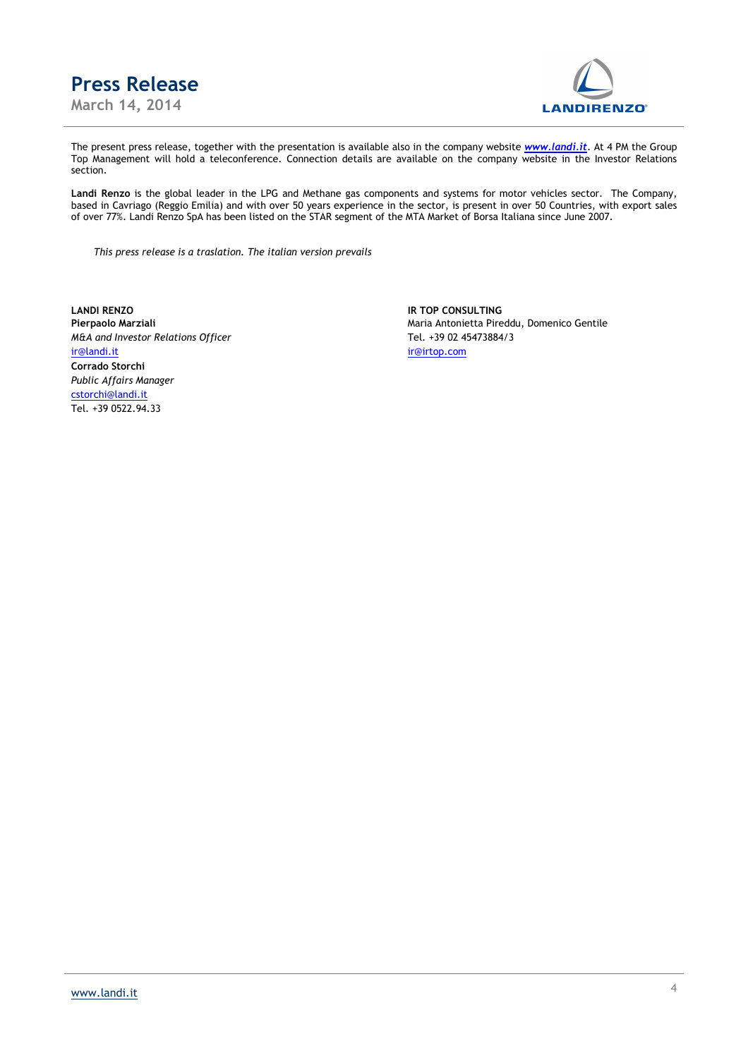The present press release, together with the presentation is available also in the company website ***www.landi.it***. At 4 PM the Group Top Management will hold a teleconference. Connection details are available on the company website in the Investor Relations section.

**Landi Renzo** is the global leader in the LPG and Methane gas components and systems for motor vehicles sector. The Company, based in Cavriago (Reggio Emilia) and with over 50 years experience in the sector, is present in over 50 Countries, with export sales of over 77%. Landi Renzo SpA has been listed on the STAR segment of the MTA Market of Borsa Italiana since June 2007.

*This press release is a traslation. The italian version prevails*

**LANDI RENZO**
**Pierpaolo Marziali**
*M&A and Investor Relations Officer*
ir@landi.it
**Corrado Storchi**
*Public Affairs Manager*
cstorchi@landi.it
Tel. +39 0522.94.33

**IR TOP CONSULTING**
Maria Antonietta Pireddu, Domenico Gentile
Tel. +39 02 45473884/3
ir@irtop.com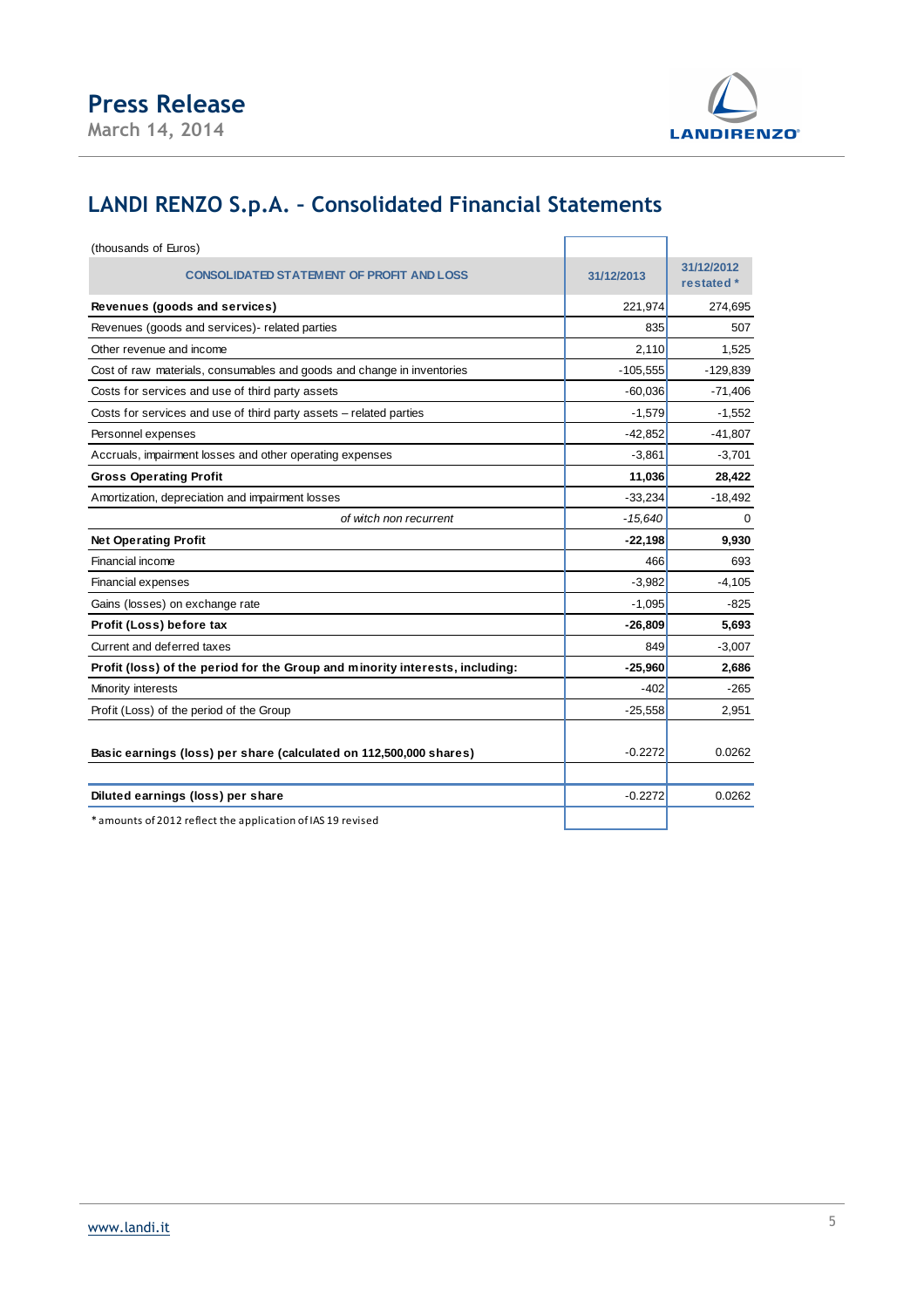# LANDI RENZO S.p.A. – Consolidated Financial Statements

(thousands of Euros)

| CONSOLIDATED STATEMENT OF PROFIT AND LOSS | 31/12/2013 | 31/12/2012 restated * |
|---|---|---|
| **Revenues (goods and services)** | 221,974 | 274,695 |
| Revenues (goods and services)- related parties | 835 | 507 |
| Other revenue and income | 2,110 | 1,525 |
| Cost of raw materials, consumables and goods and change in inventories | -105,555 | -129,839 |
| Costs for services and use of third party assets | -60,036 | -71,406 |
| Costs for services and use of third party assets – related parties | -1,579 | -1,552 |
| Personnel expenses | -42,852 | -41,807 |
| Accruals, impairment losses and other operating expenses | -3,861 | -3,701 |
| **Gross Operating Profit** | **11,036** | **28,422** |
| Amortization, depreciation and impairment losses | -33,234 | -18,492 |
| *of witch non recurrent* | *-15,640* | 0 |
| **Net Operating Profit** | **-22,198** | **9,930** |
| Financial income | 466 | 693 |
| Financial expenses | -3,982 | -4,105 |
| Gains (losses) on exchange rate | -1,095 | -825 |
| **Profit (Loss) before tax** | **-26,809** | **5,693** |
| Current and deferred taxes | 849 | -3,007 |
| **Profit (loss) of the period for the Group and minority interests, including:** | **-25,960** | **2,686** |
| Minority interests | -402 | -265 |
| Profit (Loss) of the period of the Group | -25,558 | 2,951 |
| **Basic earnings (loss) per share (calculated on 112,500,000 shares)** | -0.2272 | 0.0262 |
| **Diluted earnings (loss) per share** | -0.2272 | 0.0262 |

* amounts of 2012 reflect the application of IAS 19 revised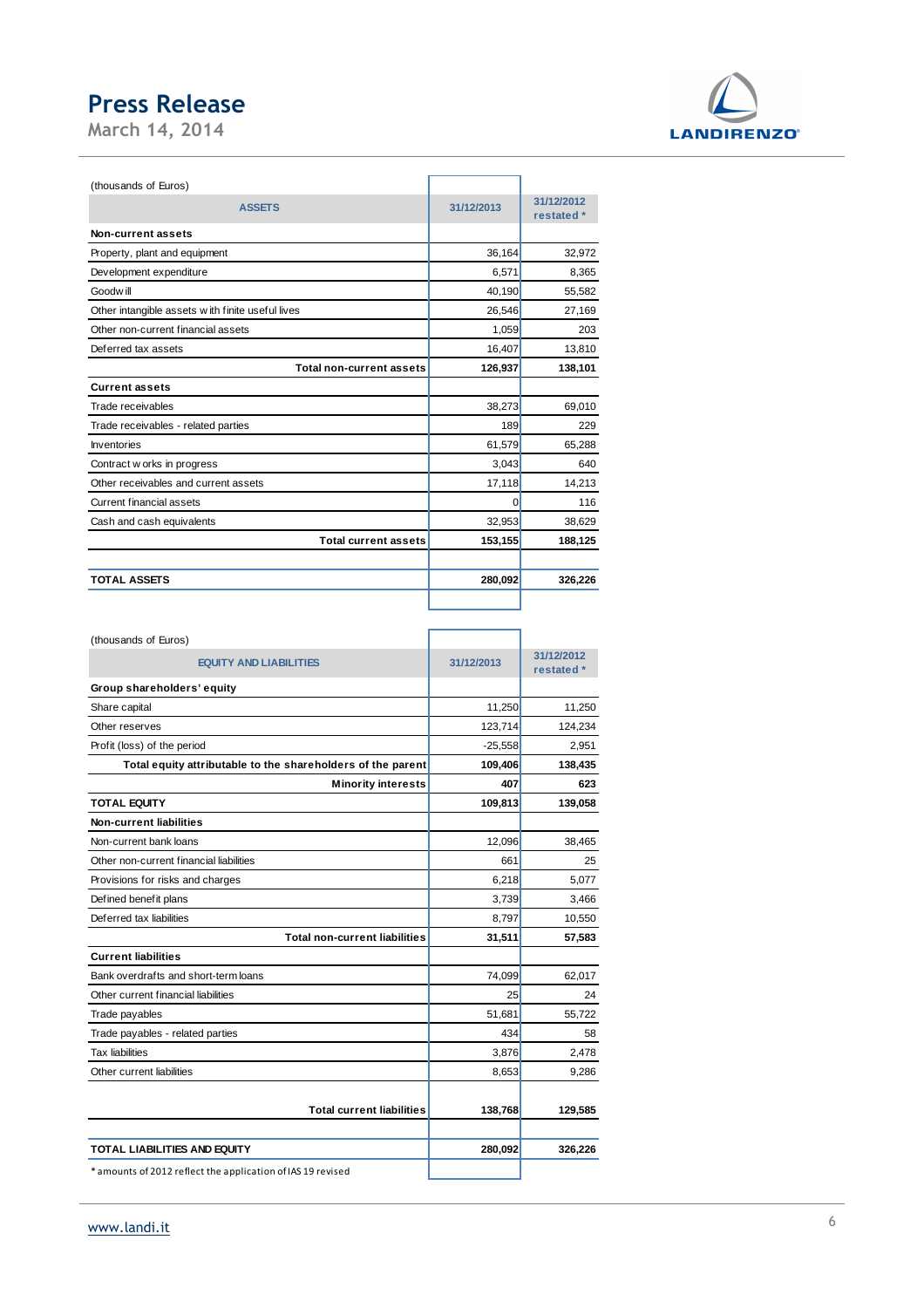(thousands of Euros)

| ASSETS | 31/12/2013 | 31/12/2012 restated * |
|---|---|---|
| **Non-current assets** | | |
| Property, plant and equipment | 36,164 | 32,972 |
| Development expenditure | 6,571 | 8,365 |
| Goodwill | 40,190 | 55,582 |
| Other intangible assets with finite useful lives | 26,546 | 27,169 |
| Other non-current financial assets | 1,059 | 203 |
| Deferred tax assets | 16,407 | 13,810 |
| **Total non-current assets** | **126,937** | **138,101** |
| **Current assets** | | |
| Trade receivables | 38,273 | 69,010 |
| Trade receivables - related parties | 189 | 229 |
| Inventories | 61,579 | 65,288 |
| Contract works in progress | 3,043 | 640 |
| Other receivables and current assets | 17,118 | 14,213 |
| Current financial assets | 0 | 116 |
| Cash and cash equivalents | 32,953 | 38,629 |
| **Total current assets** | **153,155** | **188,125** |
| **TOTAL ASSETS** | **280,092** | **326,226** |

(thousands of Euros)

| EQUITY AND LIABILITIES | 31/12/2013 | 31/12/2012 restated * |
|---|---|---|
| **Group shareholders' equity** | | |
| Share capital | 11,250 | 11,250 |
| Other reserves | 123,714 | 124,234 |
| Profit (loss) of the period | -25,558 | 2,951 |
| **Total equity attributable to the shareholders of the parent** | **109,406** | **138,435** |
| **Minority interests** | **407** | **623** |
| **TOTAL EQUITY** | **109,813** | **139,058** |
| **Non-current liabilities** | | |
| Non-current bank loans | 12,096 | 38,465 |
| Other non-current financial liabilities | 661 | 25 |
| Provisions for risks and charges | 6,218 | 5,077 |
| Defined benefit plans | 3,739 | 3,466 |
| Deferred tax liabilities | 8,797 | 10,550 |
| **Total non-current liabilities** | **31,511** | **57,583** |
| **Current liabilities** | | |
| Bank overdrafts and short-term loans | 74,099 | 62,017 |
| Other current financial liabilities | 25 | 24 |
| Trade payables | 51,681 | 55,722 |
| Trade payables - related parties | 434 | 58 |
| Tax liabilities | 3,876 | 2,478 |
| Other current liabilities | 8,653 | 9,286 |
| **Total current liabilities** | **138,768** | **129,585** |
| **TOTAL LIABILITIES AND EQUITY** | **280,092** | **326,226** |

* amounts of 2012 reflect the application of IAS 19 revised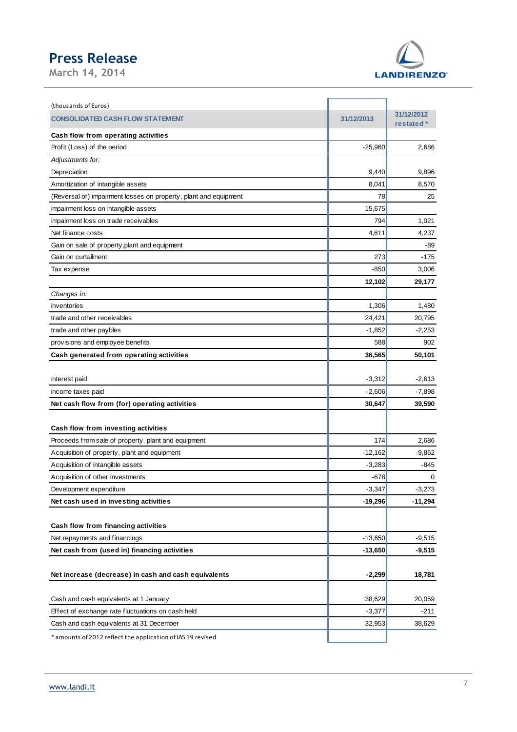# Press Release

March 14, 2014

(thousands of Euros)

| CONSOLIDATED CASH FLOW STATEMENT | 31/12/2013 | 31/12/2012 restated * |
|---|---|---|
| **Cash flow from operating activities** | | |
| Profit (Loss) of the period | -25,960 | 2,686 |
| *Adjustments for:* | | |
| Depreciation | 9,440 | 9,896 |
| Amortization of intangible assets | 8,041 | 8,570 |
| (Reversal of) impairment losses on property, plant and equipment | 78 | 25 |
| impairment loss on intangible assets | 15,675 | |
| impairment loss on trade receivables | 794 | 1,021 |
| Net finance costs | 4,611 | 4,237 |
| Gain on sale of property,plant and equipment | | -89 |
| Gain on curtailment | 273 | -175 |
| Tax expense | -850 | 3,006 |
| | **12,102** | **29,177** |
| *Changes in:* | | |
| inventories | 1,306 | 1,480 |
| trade and other receivables | 24,421 | 20,795 |
| trade and other paybles | -1,852 | -2,253 |
| provisions and employee benefits | 588 | 902 |
| **Cash generated from operating activities** | **36,565** | **50,101** |
| | | |
| Interest paid | -3,312 | -2,613 |
| income taxes paid | -2,606 | -7,898 |
| **Net cash flow from (for) operating activities** | **30,647** | **39,590** |
| | | |
| **Cash flow from investing activities** | | |
| Proceeds from sale of property, plant and equipment | 174 | 2,686 |
| Acquisition of property, plant and equipment | -12,162 | -9,862 |
| Acquisition of intangible assets | -3,283 | -845 |
| Acquisition of other investments | -678 | 0 |
| Development expenditure | -3,347 | -3,273 |
| **Net cash used in investing activities** | **-19,296** | **-11,294** |
| | | |
| **Cash flow from financing activities** | | |
| Net repayments and financings | -13,650 | -9,515 |
| **Net cash from (used in) financing activities** | **-13,650** | **-9,515** |
| | | |
| **Net increase (decrease) in cash and cash equivalents** | **-2,299** | **18,781** |
| | | |
| Cash and cash equivalents at 1 January | 38,629 | 20,059 |
| Effect of exchange rate fluctuations on cash held | -3,377 | -211 |
| Cash and cash equivalents at 31 December | 32,953 | 38,629 |

* amounts of 2012 reflect the application of IAS 19 revised

www.landi.it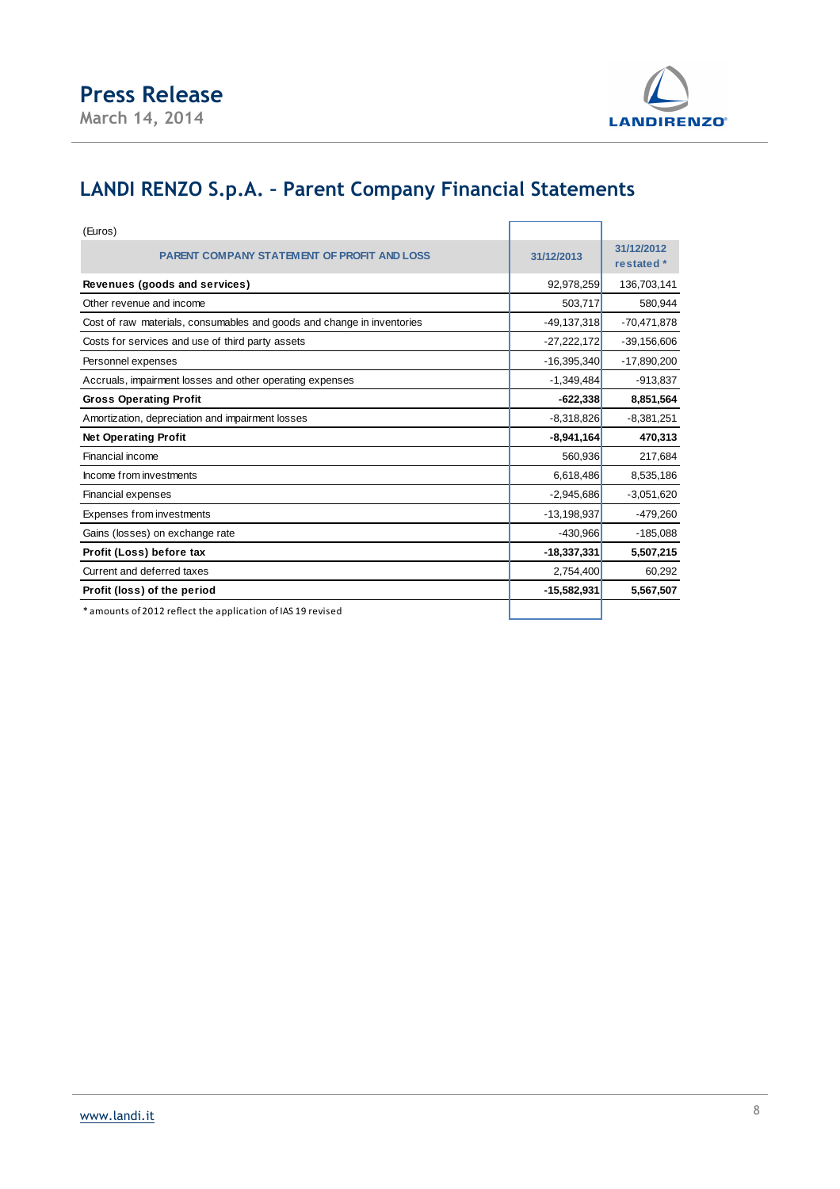# Press Release

March 14, 2014

## LANDI RENZO S.p.A. – Parent Company Financial Statements

(Euros)

| PARENT COMPANY STATEMENT OF PROFIT AND LOSS | 31/12/2013 | 31/12/2012 restated * |
|---|---|---|
| **Revenues (goods and services)** | 92,978,259 | 136,703,141 |
| Other revenue and income | 503,717 | 580,944 |
| Cost of raw materials, consumables and goods and change in inventories | -49,137,318 | -70,471,878 |
| Costs for services and use of third party assets | -27,222,172 | -39,156,606 |
| Personnel expenses | -16,395,340 | -17,890,200 |
| Accruals, impairment losses and other operating expenses | -1,349,484 | -913,837 |
| **Gross Operating Profit** | **-622,338** | **8,851,564** |
| Amortization, depreciation and impairment losses | -8,318,826 | -8,381,251 |
| **Net Operating Profit** | **-8,941,164** | **470,313** |
| Financial income | 560,936 | 217,684 |
| Income from investments | 6,618,486 | 8,535,186 |
| Financial expenses | -2,945,686 | -3,051,620 |
| Expenses from investments | -13,198,937 | -479,260 |
| Gains (losses) on exchange rate | -430,966 | -185,088 |
| **Profit (Loss) before tax** | **-18,337,331** | **5,507,215** |
| Current and deferred taxes | 2,754,400 | 60,292 |
| **Profit (loss) of the period** | **-15,582,931** | **5,567,507** |

* amounts of 2012 reflect the application of IAS 19 revised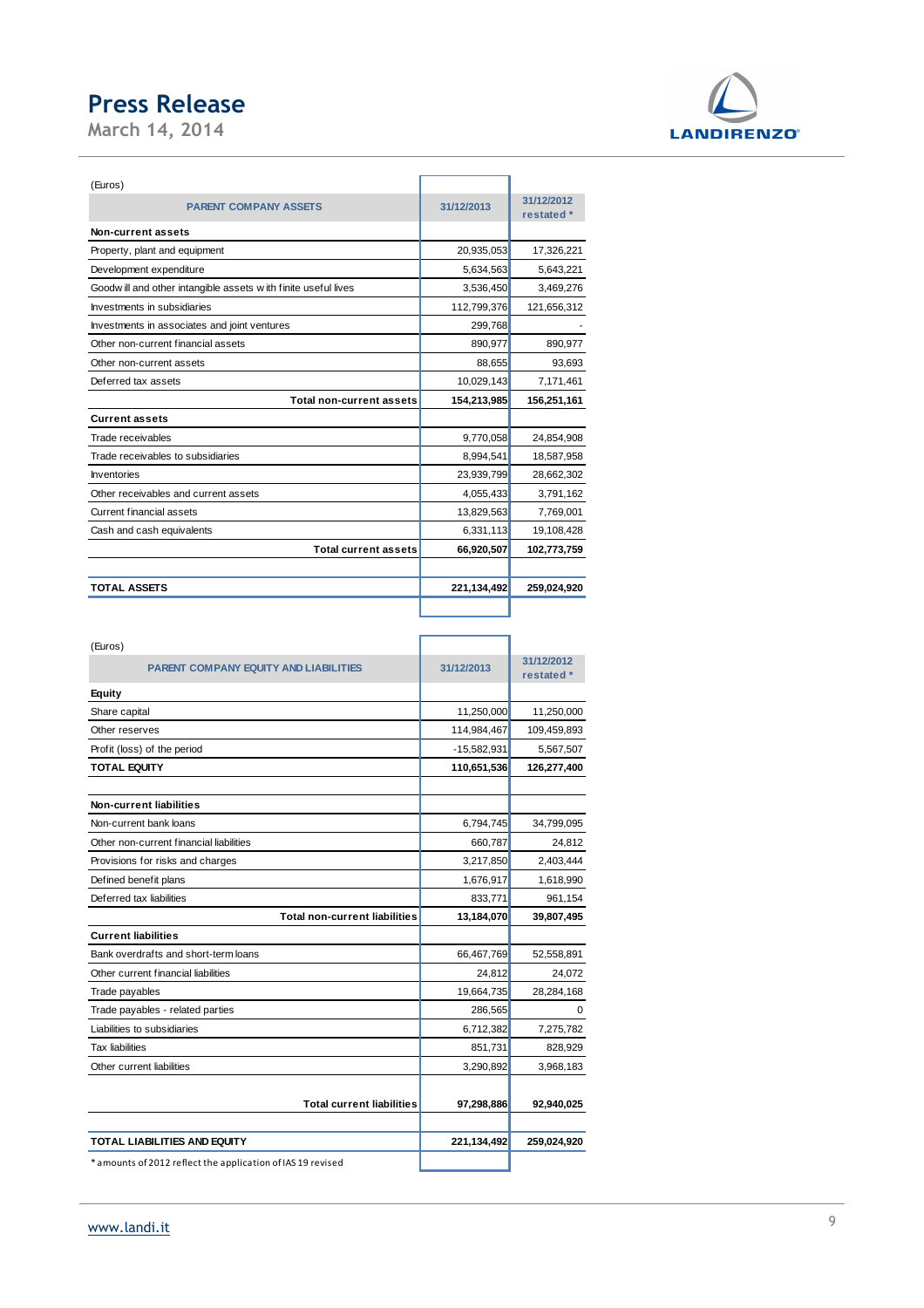(Euros)

| PARENT COMPANY ASSETS | 31/12/2013 | 31/12/2012 restated * |
|---|---|---|
| **Non-current assets** | | |
| Property, plant and equipment | 20,935,053 | 17,326,221 |
| Development expenditure | 5,634,563 | 5,643,221 |
| Goodwill and other intangible assets with finite useful lives | 3,536,450 | 3,469,276 |
| Investments in subsidiaries | 112,799,376 | 121,656,312 |
| Investments in associates and joint ventures | 299,768 | - |
| Other non-current financial assets | 890,977 | 890,977 |
| Other non-current assets | 88,655 | 93,693 |
| Deferred tax assets | 10,029,143 | 7,171,461 |
| **Total non-current assets** | **154,213,985** | **156,251,161** |
| **Current assets** | | |
| Trade receivables | 9,770,058 | 24,854,908 |
| Trade receivables to subsidiaries | 8,994,541 | 18,587,958 |
| Inventories | 23,939,799 | 28,662,302 |
| Other receivables and current assets | 4,055,433 | 3,791,162 |
| Current financial assets | 13,829,563 | 7,769,001 |
| Cash and cash equivalents | 6,331,113 | 19,108,428 |
| **Total current assets** | **66,920,507** | **102,773,759** |
| | | |
| **TOTAL ASSETS** | **221,134,492** | **259,024,920** |

(Euros)

| PARENT COMPANY EQUITY AND LIABILITIES | 31/12/2013 | 31/12/2012 restated * |
|---|---|---|
| **Equity** | | |
| Share capital | 11,250,000 | 11,250,000 |
| Other reserves | 114,984,467 | 109,459,893 |
| Profit (loss) of the period | -15,582,931 | 5,567,507 |
| **TOTAL EQUITY** | **110,651,536** | **126,277,400** |
| | | |
| **Non-current liabilities** | | |
| Non-current bank loans | 6,794,745 | 34,799,095 |
| Other non-current financial liabilities | 660,787 | 24,812 |
| Provisions for risks and charges | 3,217,850 | 2,403,444 |
| Defined benefit plans | 1,676,917 | 1,618,990 |
| Deferred tax liabilities | 833,771 | 961,154 |
| **Total non-current liabilities** | **13,184,070** | **39,807,495** |
| **Current liabilities** | | |
| Bank overdrafts and short-term loans | 66,467,769 | 52,558,891 |
| Other current financial liabilities | 24,812 | 24,072 |
| Trade payables | 19,664,735 | 28,284,168 |
| Trade payables - related parties | 286,565 | 0 |
| Liabilities to subsidiaries | 6,712,382 | 7,275,782 |
| Tax liabilities | 851,731 | 828,929 |
| Other current liabilities | 3,290,892 | 3,968,183 |
| | | |
| **Total current liabilities** | **97,298,886** | **92,940,025** |
| | | |
| **TOTAL LIABILITIES AND EQUITY** | **221,134,492** | **259,024,920** |

* amounts of 2012 reflect the application of IAS 19 revised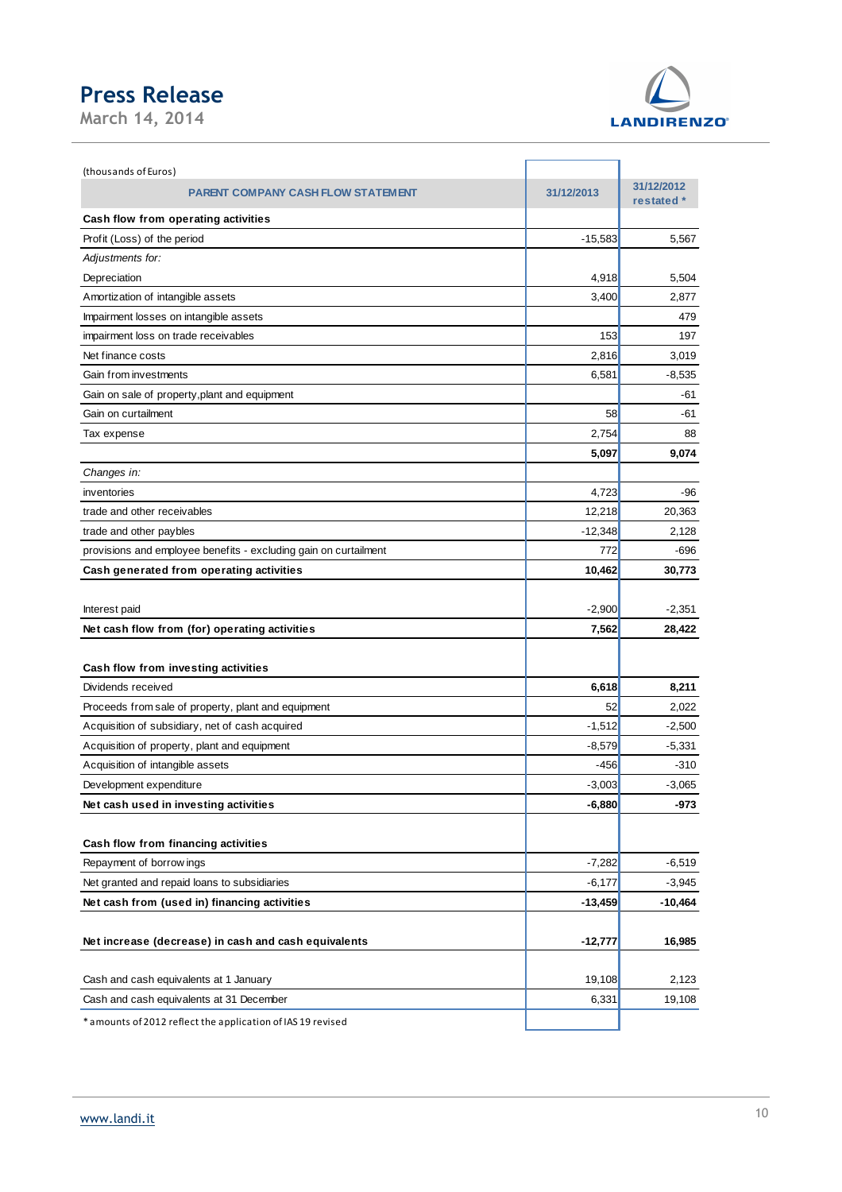(thousands of Euros)

| PARENT COMPANY CASH FLOW STATEMENT | 31/12/2013 | 31/12/2012 restated * |
|---|---|---|
| **Cash flow from operating activities** | | |
| Profit (Loss) of the period | -15,583 | 5,567 |
| *Adjustments for:* | | |
| Depreciation | 4,918 | 5,504 |
| Amortization of intangible assets | 3,400 | 2,877 |
| Impairment losses on intangible assets | | 479 |
| impairment loss on trade receivables | 153 | 197 |
| Net finance costs | 2,816 | 3,019 |
| Gain from investments | 6,581 | -8,535 |
| Gain on sale of property,plant and equipment | | -61 |
| Gain on curtailment | 58 | -61 |
| Tax expense | 2,754 | 88 |
| | **5,097** | **9,074** |
| *Changes in:* | | |
| inventories | 4,723 | -96 |
| trade and other receivables | 12,218 | 20,363 |
| trade and other paybles | -12,348 | 2,128 |
| provisions and employee benefits - excluding gain on curtailment | 772 | -696 |
| **Cash generated from operating activities** | **10,462** | **30,773** |
| Interest paid | -2,900 | -2,351 |
| **Net cash flow from (for) operating activities** | **7,562** | **28,422** |
| **Cash flow from investing activities** | | |
| Dividends received | **6,618** | **8,211** |
| Proceeds from sale of property, plant and equipment | 52 | 2,022 |
| Acquisition of subsidiary, net of cash acquired | -1,512 | -2,500 |
| Acquisition of property, plant and equipment | -8,579 | -5,331 |
| Acquisition of intangible assets | -456 | -310 |
| Development expenditure | -3,003 | -3,065 |
| **Net cash used in investing activities** | **-6,880** | **-973** |
| **Cash flow from financing activities** | | |
| Repayment of borrowings | -7,282 | -6,519 |
| Net granted and repaid loans to subsidiaries | -6,177 | -3,945 |
| **Net cash from (used in) financing activities** | **-13,459** | **-10,464** |
| **Net increase (decrease) in cash and cash equivalents** | **-12,777** | **16,985** |
| Cash and cash equivalents at 1 January | 19,108 | 2,123 |
| Cash and cash equivalents at 31 December | 6,331 | 19,108 |

\* amounts of 2012 reflect the application of IAS 19 revised